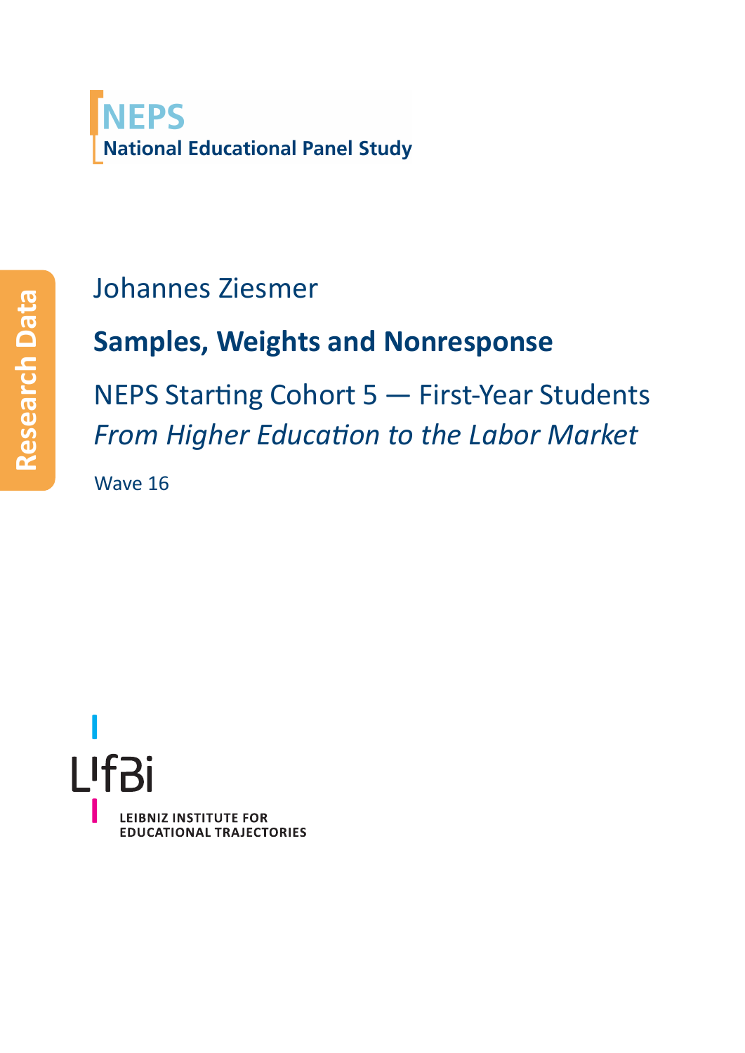**NEPS**
**National Educational Panel Study**

Research Data

Johannes Ziesmer

# Samples, Weights and Nonresponse

NEPS Starting Cohort 5 — First-Year Students
*From Higher Education to the Labor Market*

Wave 16

LIfBi
LEIBNIZ INSTITUTE FOR
EDUCATIONAL TRAJECTORIES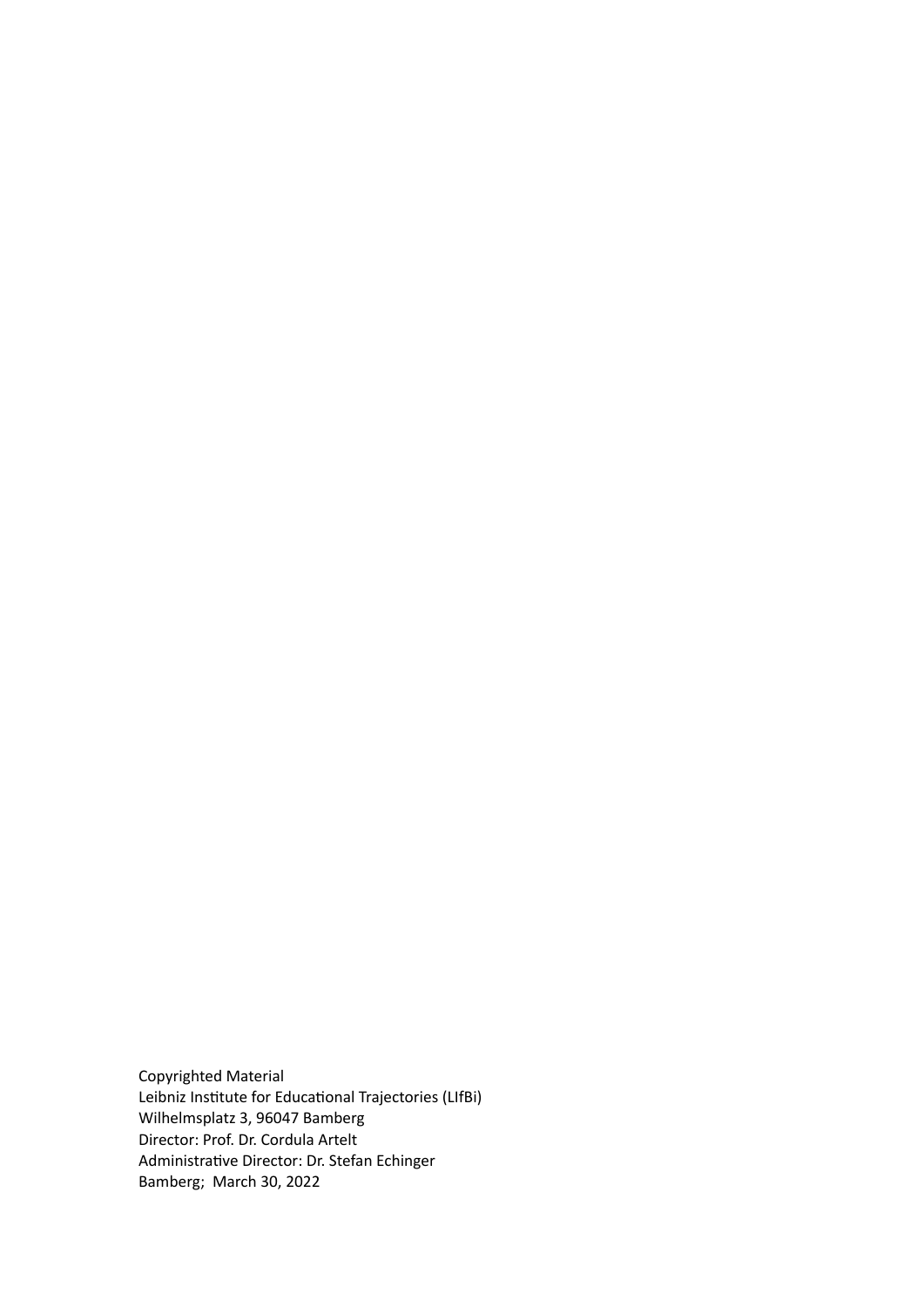Copyrighted Material
Leibniz Institute for Educational Trajectories (LIfBi)
Wilhelmsplatz 3, 96047 Bamberg
Director: Prof. Dr. Cordula Artelt
Administrative Director: Dr. Stefan Echinger
Bamberg; March 30, 2022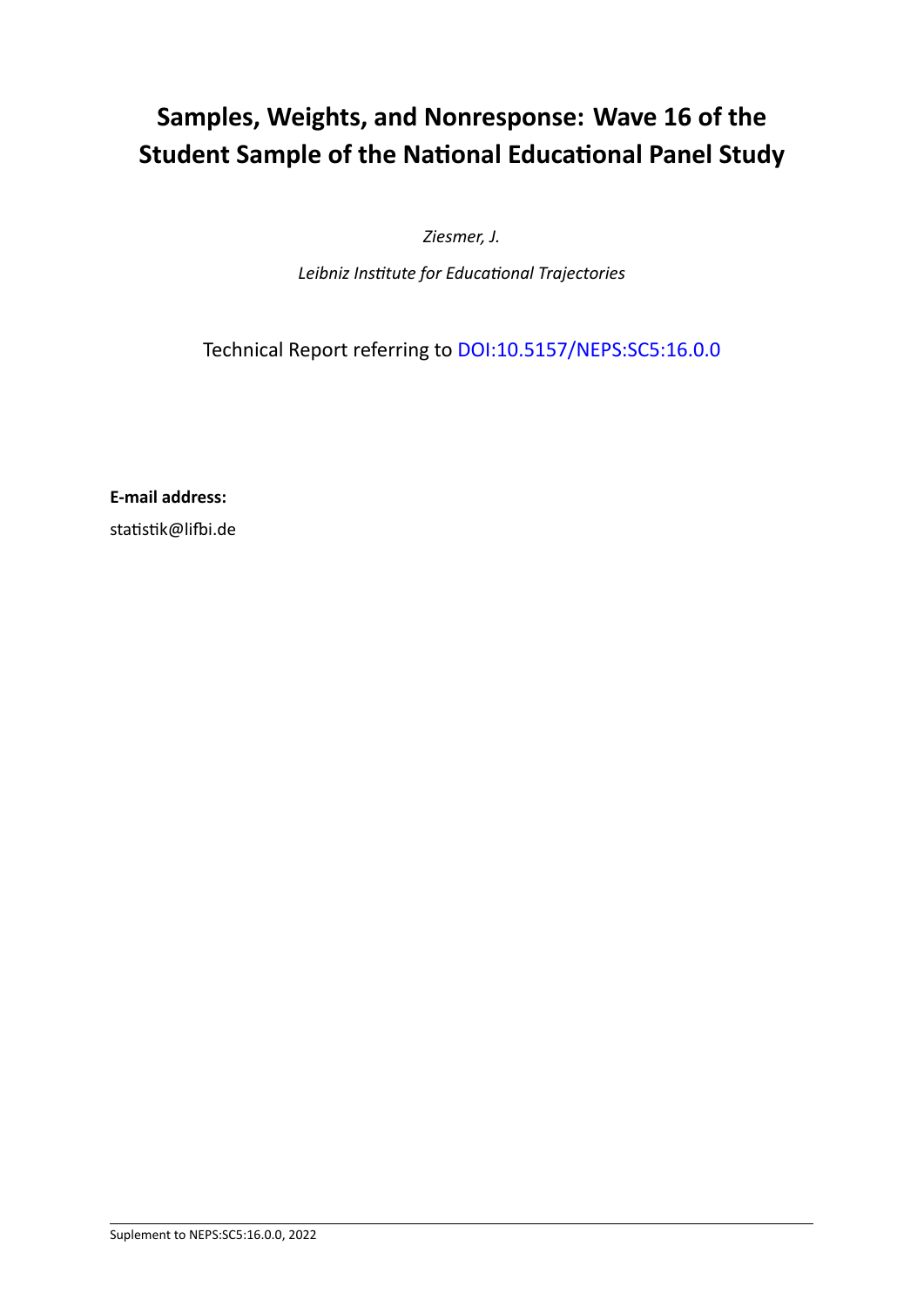# Samples, Weights, and Nonresponse: Wave 16 of the Student Sample of the National Educational Panel Study

*Ziesmer, J.*

*Leibniz Institute for Educational Trajectories*

Technical Report referring to DOI:10.5157/NEPS:SC5:16.0.0

**E-mail address:**

statistik@lifbi.de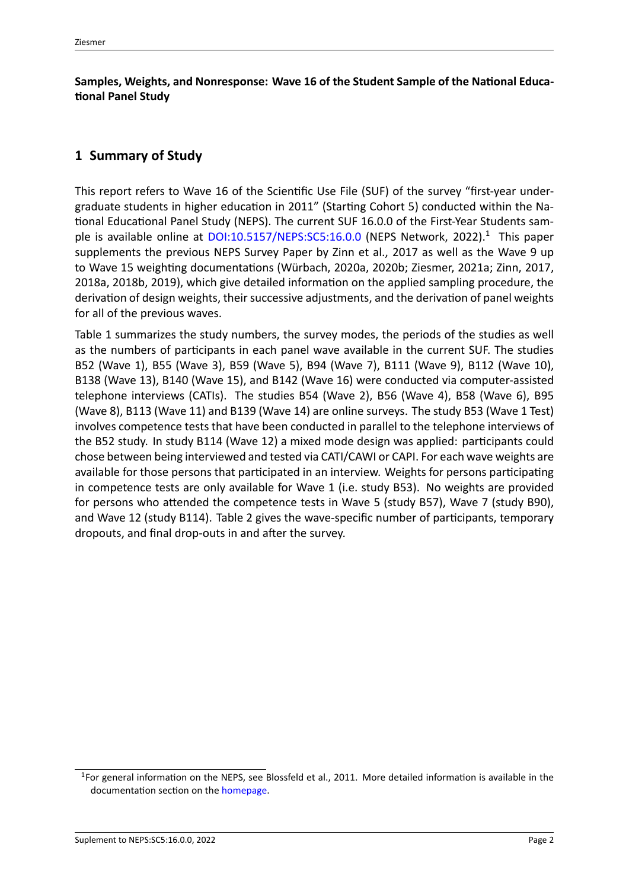**Samples, Weights, and Nonresponse: Wave 16 of the Student Sample of the National Educational Panel Study**

## 1 Summary of Study

This report refers to Wave 16 of the Scientific Use File (SUF) of the survey "first-year undergraduate students in higher education in 2011" (Starting Cohort 5) conducted within the National Educational Panel Study (NEPS). The current SUF 16.0.0 of the First-Year Students sample is available online at DOI:10.5157/NEPS:SC5:16.0.0 (NEPS Network, 2022).[1] This paper supplements the previous NEPS Survey Paper by Zinn et al., 2017 as well as the Wave 9 up to Wave 15 weighting documentations (Würbach, 2020a, 2020b; Ziesmer, 2021a; Zinn, 2017, 2018a, 2018b, 2019), which give detailed information on the applied sampling procedure, the derivation of design weights, their successive adjustments, and the derivation of panel weights for all of the previous waves.

Table 1 summarizes the study numbers, the survey modes, the periods of the studies as well as the numbers of participants in each panel wave available in the current SUF. The studies B52 (Wave 1), B55 (Wave 3), B59 (Wave 5), B94 (Wave 7), B111 (Wave 9), B112 (Wave 10), B138 (Wave 13), B140 (Wave 15), and B142 (Wave 16) were conducted via computer-assisted telephone interviews (CATIs). The studies B54 (Wave 2), B56 (Wave 4), B58 (Wave 6), B95 (Wave 8), B113 (Wave 11) and B139 (Wave 14) are online surveys. The study B53 (Wave 1 Test) involves competence tests that have been conducted in parallel to the telephone interviews of the B52 study. In study B114 (Wave 12) a mixed mode design was applied: participants could chose between being interviewed and tested via CATI/CAWI or CAPI. For each wave weights are available for those persons that participated in an interview. Weights for persons participating in competence tests are only available for Wave 1 (i.e. study B53). No weights are provided for persons who attended the competence tests in Wave 5 (study B57), Wave 7 (study B90), and Wave 12 (study B114). Table 2 gives the wave-specific number of participants, temporary dropouts, and final drop-outs in and after the survey.

[1] For general information on the NEPS, see Blossfeld et al., 2011. More detailed information is available in the documentation section on the homepage.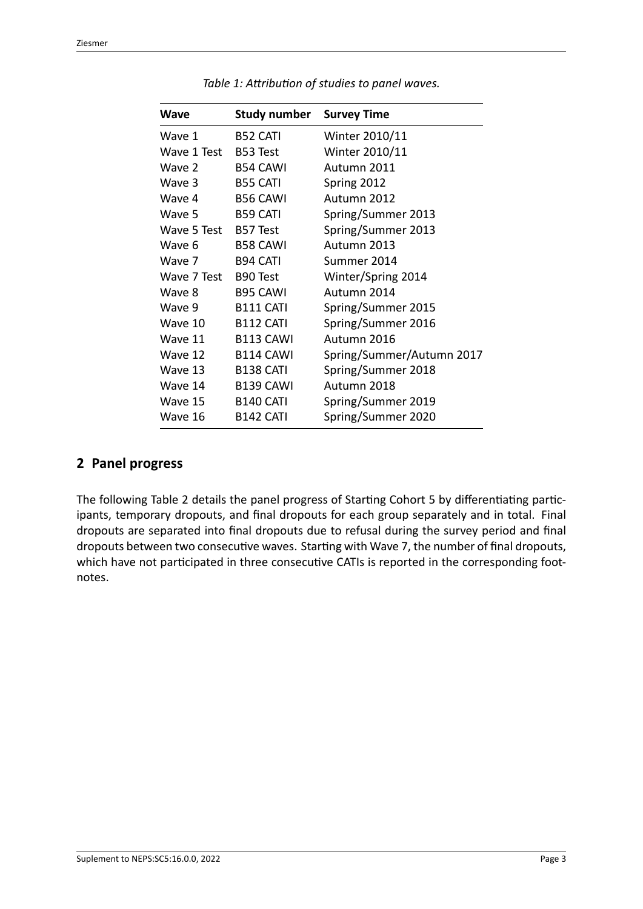*Table 1: Attribution of studies to panel waves.*

| Wave | Study number | Survey Time |
|---|---|---|
| Wave 1 | B52 CATI | Winter 2010/11 |
| Wave 1 Test | B53 Test | Winter 2010/11 |
| Wave 2 | B54 CAWI | Autumn 2011 |
| Wave 3 | B55 CATI | Spring 2012 |
| Wave 4 | B56 CAWI | Autumn 2012 |
| Wave 5 | B59 CATI | Spring/Summer 2013 |
| Wave 5 Test | B57 Test | Spring/Summer 2013 |
| Wave 6 | B58 CAWI | Autumn 2013 |
| Wave 7 | B94 CATI | Summer 2014 |
| Wave 7 Test | B90 Test | Winter/Spring 2014 |
| Wave 8 | B95 CAWI | Autumn 2014 |
| Wave 9 | B111 CATI | Spring/Summer 2015 |
| Wave 10 | B112 CATI | Spring/Summer 2016 |
| Wave 11 | B113 CAWI | Autumn 2016 |
| Wave 12 | B114 CAWI | Spring/Summer/Autumn 2017 |
| Wave 13 | B138 CATI | Spring/Summer 2018 |
| Wave 14 | B139 CAWI | Autumn 2018 |
| Wave 15 | B140 CATI | Spring/Summer 2019 |
| Wave 16 | B142 CATI | Spring/Summer 2020 |

## 2 Panel progress

The following Table 2 details the panel progress of Starting Cohort 5 by differentiating participants, temporary dropouts, and final dropouts for each group separately and in total. Final dropouts are separated into final dropouts due to refusal during the survey period and final dropouts between two consecutive waves. Starting with Wave 7, the number of final dropouts, which have not participated in three consecutive CATIs is reported in the corresponding footnotes.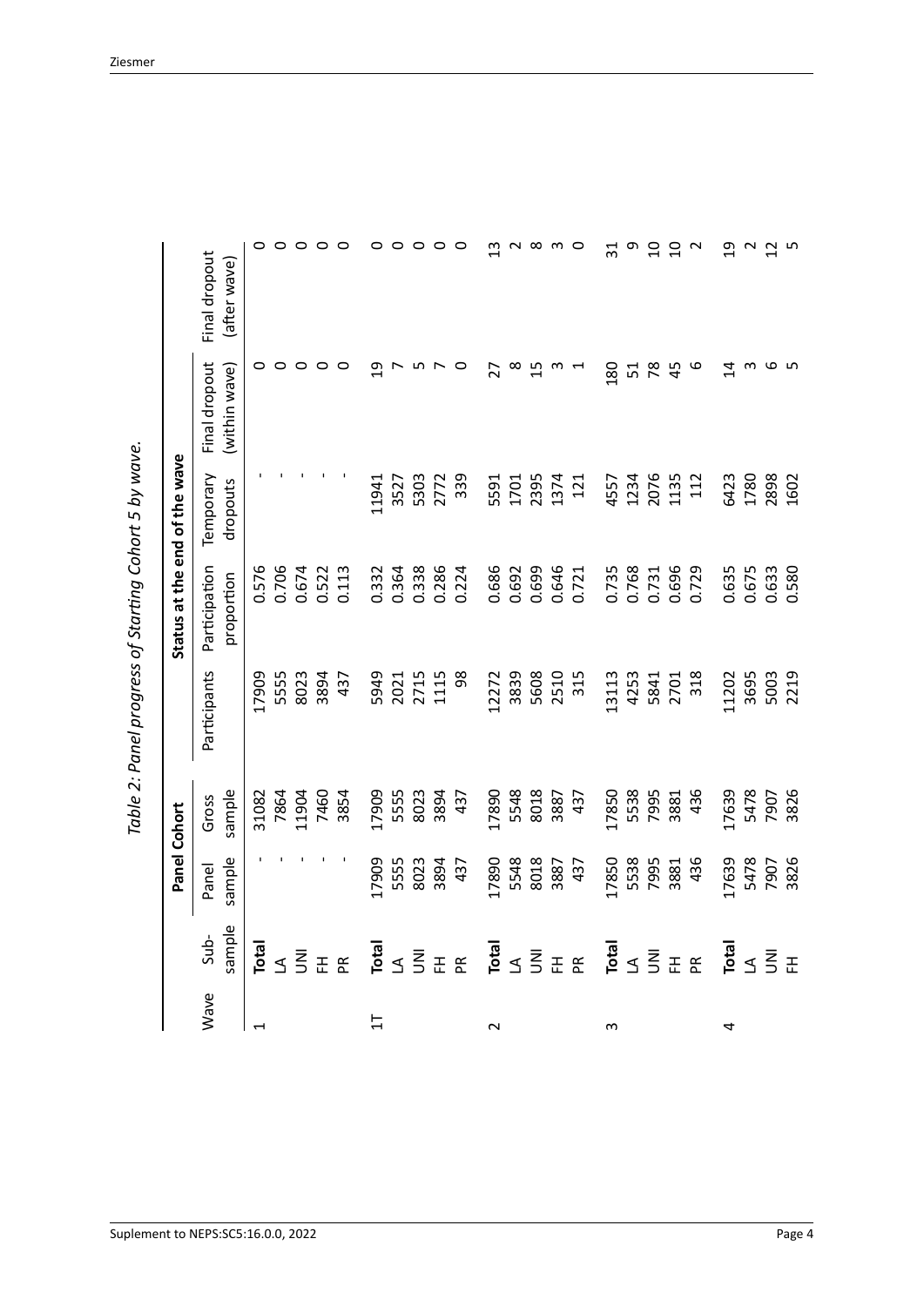*Table 2: Panel progress of Starting Cohort 5 by wave.*

| Wave | Sub-sample | Panel Cohort | | | Status at the end of the wave | | | |
|---|---|---|---|---|---|---|---|---|
| | | Panel sample | Gross sample | Participants | Participation proportion | Temporary dropouts | Final dropout (within wave) | Final dropout (after wave) |
| 1 | **Total** | - | 31082 | 17909 | 0.576 | - | 0 | 0 |
| | LA | - | 7864 | 5555 | 0.706 | - | 0 | 0 |
| | UNI | - | 11904 | 8023 | 0.674 | - | 0 | 0 |
| | FH | - | 7460 | 3894 | 0.522 | - | 0 | 0 |
| | PR | - | 3854 | 437 | 0.113 | - | 0 | 0 |
| 1T | **Total** | 17909 | 17909 | 5949 | 0.332 | 11941 | 19 | 0 |
| | LA | 5555 | 5555 | 2021 | 0.364 | 3527 | 7 | 0 |
| | UNI | 8023 | 8023 | 2715 | 0.338 | 5303 | 5 | 0 |
| | FH | 3894 | 3894 | 1115 | 0.286 | 2772 | 7 | 0 |
| | PR | 437 | 437 | 98 | 0.224 | 339 | 0 | 0 |
| 2 | **Total** | 17890 | 17890 | 12272 | 0.686 | 5591 | 27 | 13 |
| | LA | 5548 | 5548 | 3839 | 0.692 | 1701 | 8 | 2 |
| | UNI | 8018 | 8018 | 5608 | 0.699 | 2395 | 15 | 8 |
| | FH | 3887 | 3887 | 2510 | 0.646 | 1374 | 3 | 3 |
| | PR | 437 | 437 | 315 | 0.721 | 121 | 1 | 0 |
| 3 | **Total** | 17850 | 17850 | 13113 | 0.735 | 4557 | 180 | 31 |
| | LA | 5538 | 5538 | 4253 | 0.768 | 1234 | 51 | 9 |
| | UNI | 7995 | 7995 | 5841 | 0.731 | 2076 | 78 | 10 |
| | FH | 3881 | 3881 | 2701 | 0.696 | 1135 | 45 | 10 |
| | PR | 436 | 436 | 318 | 0.729 | 112 | 6 | 2 |
| 4 | **Total** | 17639 | 17639 | 11202 | 0.635 | 6423 | 14 | 19 |
| | LA | 5478 | 5478 | 3695 | 0.675 | 1780 | 3 | 2 |
| | UNI | 7907 | 7907 | 5003 | 0.633 | 2898 | 6 | 12 |
| | FH | 3826 | 3826 | 2219 | 0.580 | 1602 | 5 | 5 |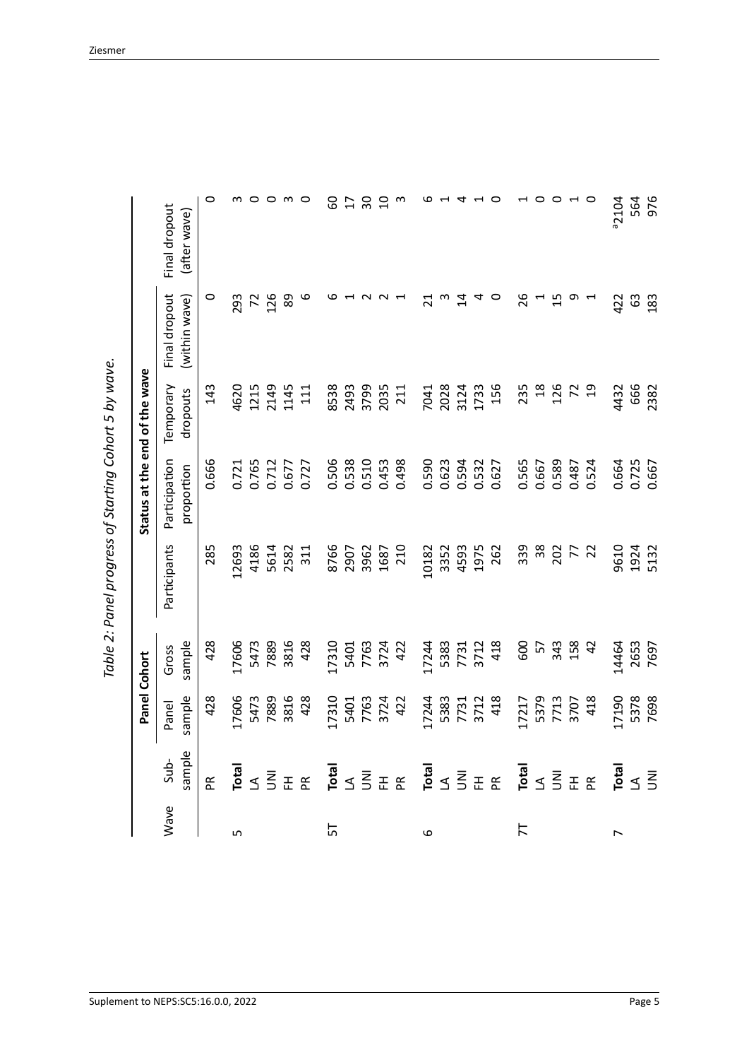*Table 2: Panel progress of Starting Cohort 5 by wave.*

| Wave | Sub-sample | Panel Cohort | | | Status at the end of the wave | | | |
|---|---|---|---|---|---|---|---|---|
| | | Panel sample | Gross sample | Participants | Participation proportion | Temporary dropouts | Final dropout (within wave) | Final dropout (after wave) |
| | PR | 428 | 428 | 285 | 0.666 | 143 | 0 | 0 |
| 5 | **Total** | 17606 | 17606 | 12693 | 0.721 | 4620 | 293 | 3 |
| | LA | 5473 | 5473 | 4186 | 0.765 | 1215 | 72 | 0 |
| | UNI | 7889 | 7889 | 5614 | 0.712 | 2149 | 126 | 0 |
| | FH | 3816 | 3816 | 2582 | 0.677 | 1145 | 89 | 3 |
| | PR | 428 | 428 | 311 | 0.727 | 111 | 6 | 0 |
| 5T | **Total** | 17310 | 17310 | 8766 | 0.506 | 8538 | 6 | 60 |
| | LA | 5401 | 5401 | 2907 | 0.538 | 2493 | 1 | 17 |
| | UNI | 7763 | 7763 | 3962 | 0.510 | 3799 | 2 | 30 |
| | FH | 3724 | 3724 | 1687 | 0.453 | 2035 | 2 | 10 |
| | PR | 422 | 422 | 210 | 0.498 | 211 | 1 | 3 |
| 6 | **Total** | 17244 | 17244 | 10182 | 0.590 | 7041 | 21 | 6 |
| | LA | 5383 | 5383 | 3352 | 0.623 | 2028 | 3 | 1 |
| | UNI | 7731 | 7731 | 4593 | 0.594 | 3124 | 14 | 4 |
| | FH | 3712 | 3712 | 1975 | 0.532 | 1733 | 4 | 1 |
| | PR | 418 | 418 | 262 | 0.627 | 156 | 0 | 0 |
| 7T | **Total** | 17217 | 600 | 339 | 0.565 | 235 | 26 | 1 |
| | LA | 5379 | 57 | 38 | 0.667 | 18 | 1 | 0 |
| | UNI | 7713 | 343 | 202 | 0.589 | 126 | 15 | 0 |
| | FH | 3707 | 158 | 77 | 0.487 | 72 | 9 | 1 |
| | PR | 418 | 42 | 22 | 0.524 | 19 | 1 | 0 |
| 7 | **Total** | 17190 | 14464 | 9610 | 0.664 | 4432 | 422 | [a]2104 |
| | LA | 5378 | 2653 | 1924 | 0.725 | 666 | 63 | 564 |
| | UNI | 7698 | 7697 | 5132 | 0.667 | 2382 | 183 | 976 |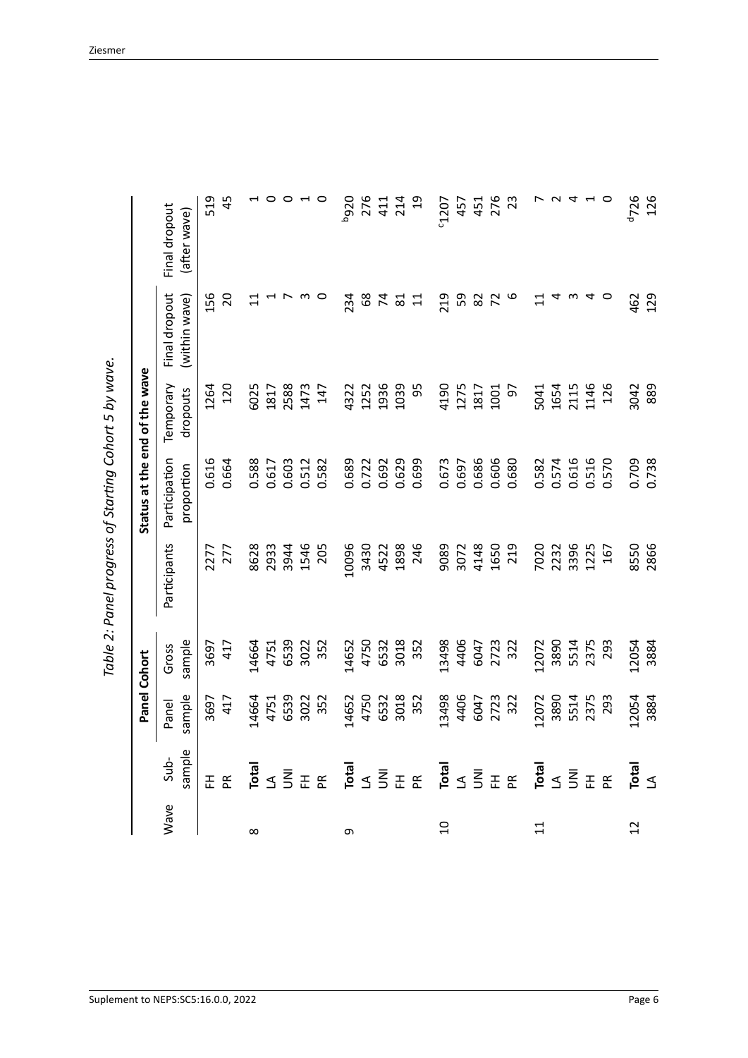*Table 2: Panel progress of Starting Cohort 5 by wave.*

| Wave | Sub-sample | Panel Cohort | | | Status at the end of the wave | | | |
|---|---|---|---|---|---|---|---|---|
| | | Panel sample | Gross sample | Participants | Participation proportion | Temporary dropouts | Final dropout (within wave) | Final dropout (after wave) |
| | FH | 3697 | 3697 | 2277 | 0.616 | 1264 | 156 | 519 |
| | PR | 417 | 417 | 277 | 0.664 | 120 | 20 | 45 |
| 8 | **Total** | 14664 | 14664 | 8628 | 0.588 | 6025 | 11 | 1 |
| | LA | 4751 | 4751 | 2933 | 0.617 | 1817 | 1 | 0 |
| | UNI | 6539 | 6539 | 3944 | 0.603 | 2588 | 7 | 0 |
| | FH | 3022 | 3022 | 1546 | 0.512 | 1473 | 3 | 1 |
| | PR | 352 | 352 | 205 | 0.582 | 147 | 0 | 0 |
| 9 | **Total** | 14652 | 14652 | 10096 | 0.689 | 4322 | 234 | [b]920 |
| | LA | 4750 | 4750 | 3430 | 0.722 | 1252 | 68 | 276 |
| | UNI | 6532 | 6532 | 4522 | 0.692 | 1936 | 74 | 411 |
| | FH | 3018 | 3018 | 1898 | 0.629 | 1039 | 81 | 214 |
| | PR | 352 | 352 | 246 | 0.699 | 95 | 11 | 19 |
| 10 | **Total** | 13498 | 13498 | 9089 | 0.673 | 4190 | 219 | [c]1207 |
| | LA | 4406 | 4406 | 3072 | 0.697 | 1275 | 59 | 457 |
| | UNI | 6047 | 6047 | 4148 | 0.686 | 1817 | 82 | 451 |
| | FH | 2723 | 2723 | 1650 | 0.606 | 1001 | 72 | 276 |
| | PR | 322 | 322 | 219 | 0.680 | 97 | 6 | 23 |
| 11 | **Total** | 12072 | 12072 | 7020 | 0.582 | 5041 | 11 | 7 |
| | LA | 3890 | 3890 | 2232 | 0.574 | 1654 | 4 | 2 |
| | UNI | 5514 | 5514 | 3396 | 0.616 | 2115 | 3 | 4 |
| | FH | 2375 | 2375 | 1225 | 0.516 | 1146 | 4 | 1 |
| | PR | 293 | 293 | 167 | 0.570 | 126 | 0 | 0 |
| 12 | **Total** | 12054 | 12054 | 8550 | 0.709 | 3042 | 462 | [d]726 |
| | LA | 3884 | 3884 | 2866 | 0.738 | 889 | 129 | 126 |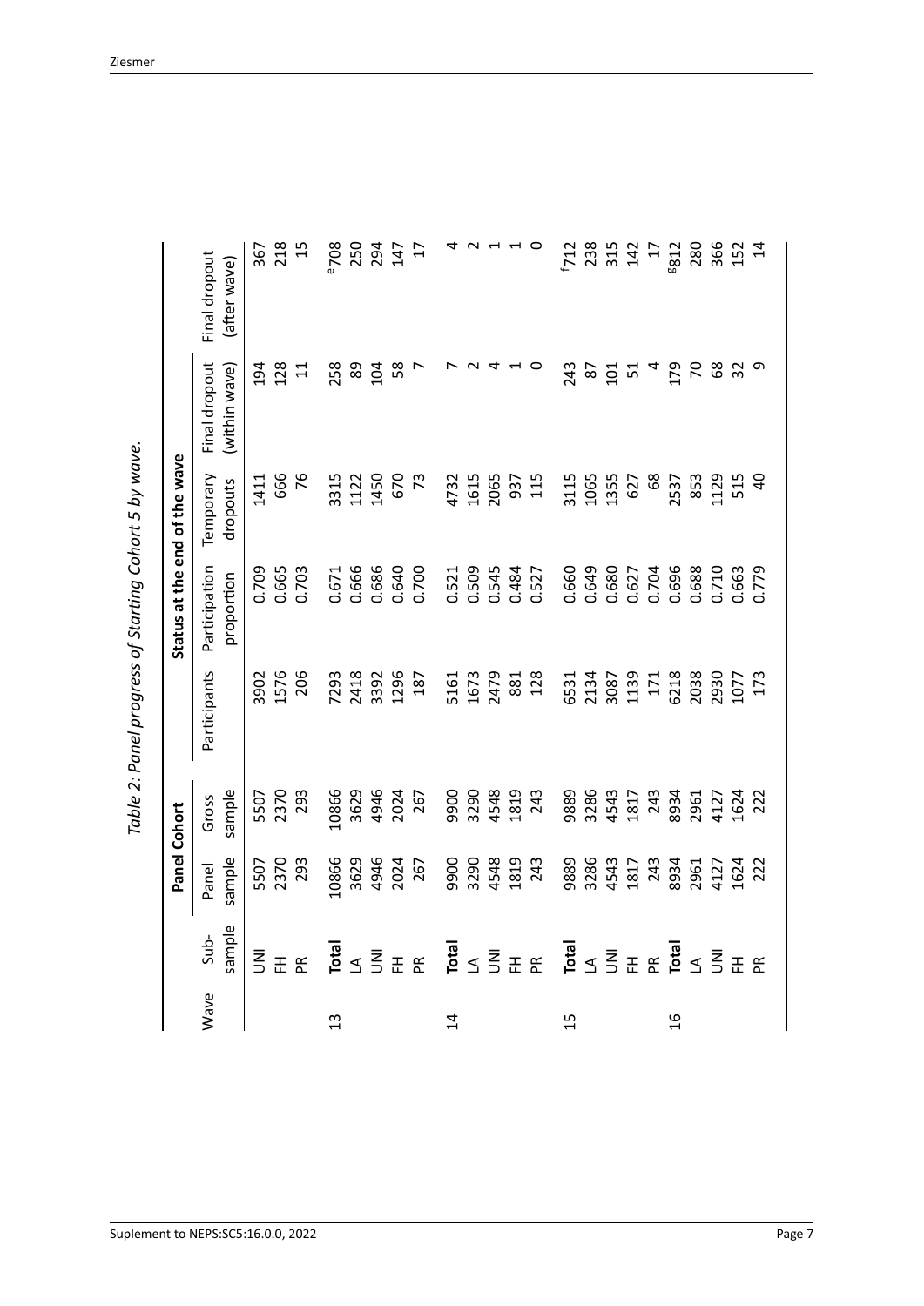*Table 2: Panel progress of Starting Cohort 5 by wave.*

| Wave | Sub-sample | Panel Cohort | | Status at the end of the wave | | | | |
|---|---|---|---|---|---|---|---|---|
| | | Panel sample | Gross sample | Participants | Participation proportion | Temporary dropouts | Final dropout (within wave) | Final dropout (after wave) |
| | UNI | 5507 | 5507 | 3902 | 0.709 | 1411 | 194 | 367 |
| | FH | 2370 | 2370 | 1576 | 0.665 | 666 | 128 | 218 |
| | PR | 293 | 293 | 206 | 0.703 | 76 | 11 | 15 |
| 13 | **Total** | 10866 | 10866 | 7293 | 0.671 | 3315 | 258 | [e]708 |
| | LA | 3629 | 3629 | 2418 | 0.666 | 1122 | 89 | 250 |
| | UNI | 4946 | 4946 | 3392 | 0.686 | 1450 | 104 | 294 |
| | FH | 2024 | 2024 | 1296 | 0.640 | 670 | 58 | 147 |
| | PR | 267 | 267 | 187 | 0.700 | 73 | 7 | 17 |
| 14 | **Total** | 9900 | 9900 | 5161 | 0.521 | 4732 | 7 | 4 |
| | LA | 3290 | 3290 | 1673 | 0.509 | 1615 | 2 | 2 |
| | UNI | 4548 | 4548 | 2479 | 0.545 | 2065 | 4 | 1 |
| | FH | 1819 | 1819 | 881 | 0.484 | 937 | 1 | 1 |
| | PR | 243 | 243 | 128 | 0.527 | 115 | 0 | 0 |
| 15 | **Total** | 9889 | 9889 | 6531 | 0.660 | 3115 | 243 | [f]712 |
| | LA | 3286 | 3286 | 2134 | 0.649 | 1065 | 87 | 238 |
| | UNI | 4543 | 4543 | 3087 | 0.680 | 1355 | 101 | 315 |
| | FH | 1817 | 1817 | 1139 | 0.627 | 627 | 51 | 142 |
| | PR | 243 | 243 | 171 | 0.704 | 68 | 4 | 17 |
| 16 | **Total** | 8934 | 8934 | 6218 | 0.696 | 2537 | 179 | [g]812 |
| | LA | 2961 | 2961 | 2038 | 0.688 | 853 | 70 | 280 |
| | UNI | 4127 | 4127 | 2930 | 0.710 | 1129 | 68 | 366 |
| | FH | 1624 | 1624 | 1077 | 0.663 | 515 | 32 | 152 |
| | PR | 222 | 222 | 173 | 0.779 | 40 | 9 | 14 |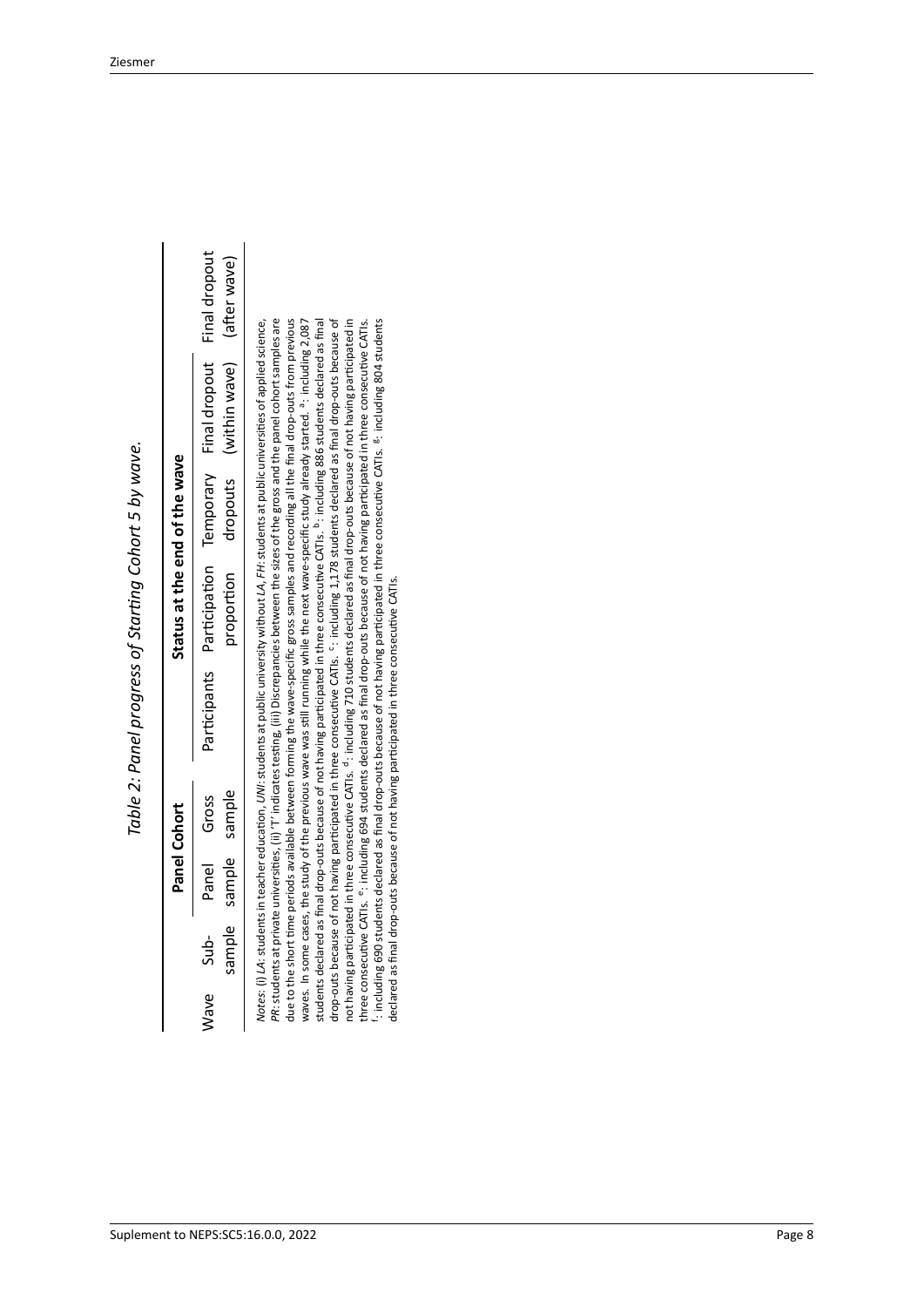*Table 2: Panel progress of Starting Cohort 5 by wave.*

| | Panel Cohort | | | Status at the end of the wave | | | | |
|---|---|---|---|---|---|---|---|---|
| Wave | Sub-sample | Panel sample | Gross sample | Participants | Participation proportion | Temporary dropouts | Final dropout (within wave) | Final dropout (after wave) |

*Notes*: (i) *LA*: students in teacher education, *UNI*: students at public university without *LA*, *FH*: students at public universities of applied science, *PR*: students at private universities, (ii) 'T' indicates testing, (iii) Discrepancies between the sizes of the gross and the panel cohort samples are due to the short time periods available between forming the wave-specific gross samples and recording all the final drop-outs from previous waves. In some cases, the study of the previous wave was still running while the next wave-specific study already started. [a]: including 2,087 students declared as final drop-outs because of not having participated in three consecutive CATIs. [b]: including 886 students declared as final drop-outs because of not having participated in three consecutive CATIs. [c]: including 1,178 students declared as final drop-outs because of not having participated in three consecutive CATIs. [d]: including 710 students declared as final drop-outs because of not having participated in three consecutive CATIs. [e]: including 694 students declared as final drop-outs because of not having participated in three consecutive CATIs. [f]: including 690 students declared as final drop-outs because of not having participated in three consecutive CATIs. [g]: including 804 students declared as final drop-outs because of not having participated in three consecutive CATIs.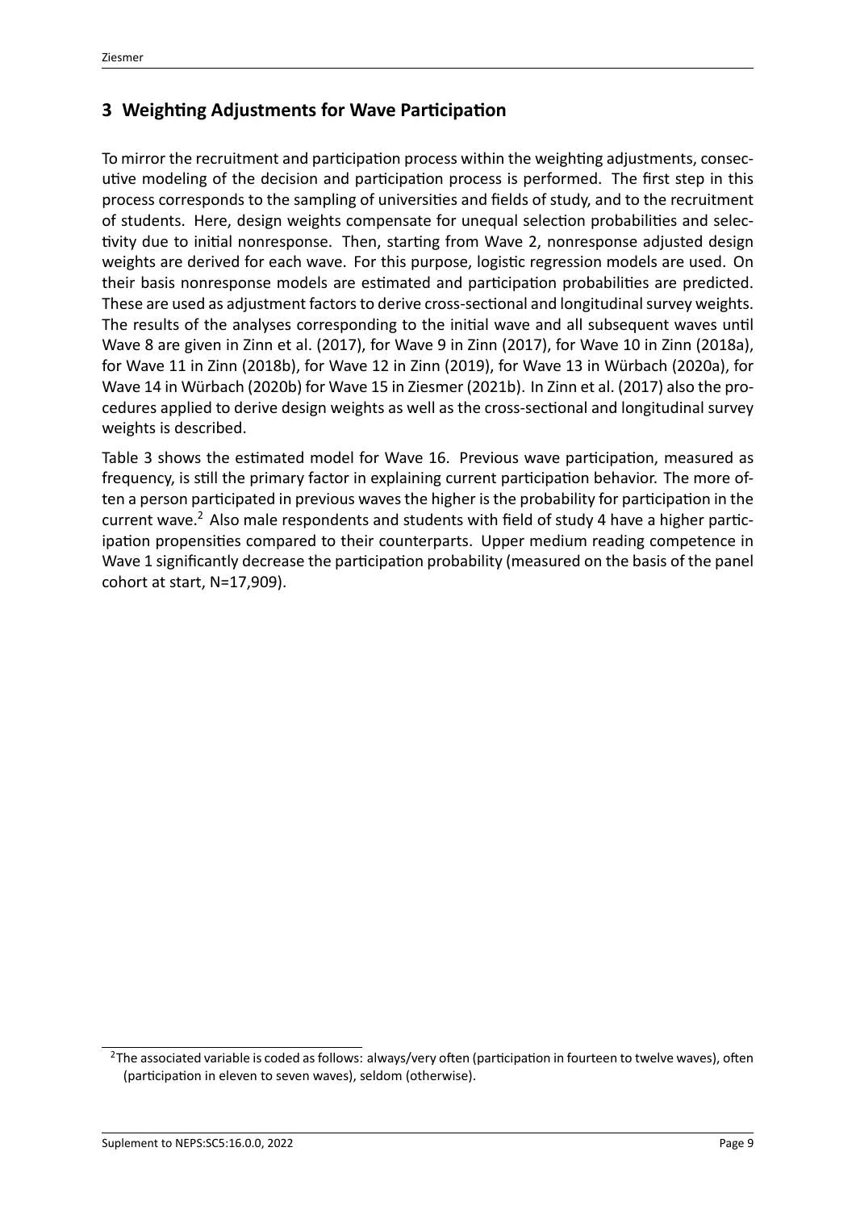## 3 Weighting Adjustments for Wave Participation

To mirror the recruitment and participation process within the weighting adjustments, consecutive modeling of the decision and participation process is performed. The first step in this process corresponds to the sampling of universities and fields of study, and to the recruitment of students. Here, design weights compensate for unequal selection probabilities and selectivity due to initial nonresponse. Then, starting from Wave 2, nonresponse adjusted design weights are derived for each wave. For this purpose, logistic regression models are used. On their basis nonresponse models are estimated and participation probabilities are predicted. These are used as adjustment factors to derive cross-sectional and longitudinal survey weights. The results of the analyses corresponding to the initial wave and all subsequent waves until Wave 8 are given in Zinn et al. (2017), for Wave 9 in Zinn (2017), for Wave 10 in Zinn (2018a), for Wave 11 in Zinn (2018b), for Wave 12 in Zinn (2019), for Wave 13 in Würbach (2020a), for Wave 14 in Würbach (2020b) for Wave 15 in Ziesmer (2021b). In Zinn et al. (2017) also the procedures applied to derive design weights as well as the cross-sectional and longitudinal survey weights is described.

Table 3 shows the estimated model for Wave 16. Previous wave participation, measured as frequency, is still the primary factor in explaining current participation behavior. The more often a person participated in previous waves the higher is the probability for participation in the current wave.[2] Also male respondents and students with field of study 4 have a higher participation propensities compared to their counterparts. Upper medium reading competence in Wave 1 significantly decrease the participation probability (measured on the basis of the panel cohort at start, N=17,909).

[2] The associated variable is coded as follows: always/very often (participation in fourteen to twelve waves), often (participation in eleven to seven waves), seldom (otherwise).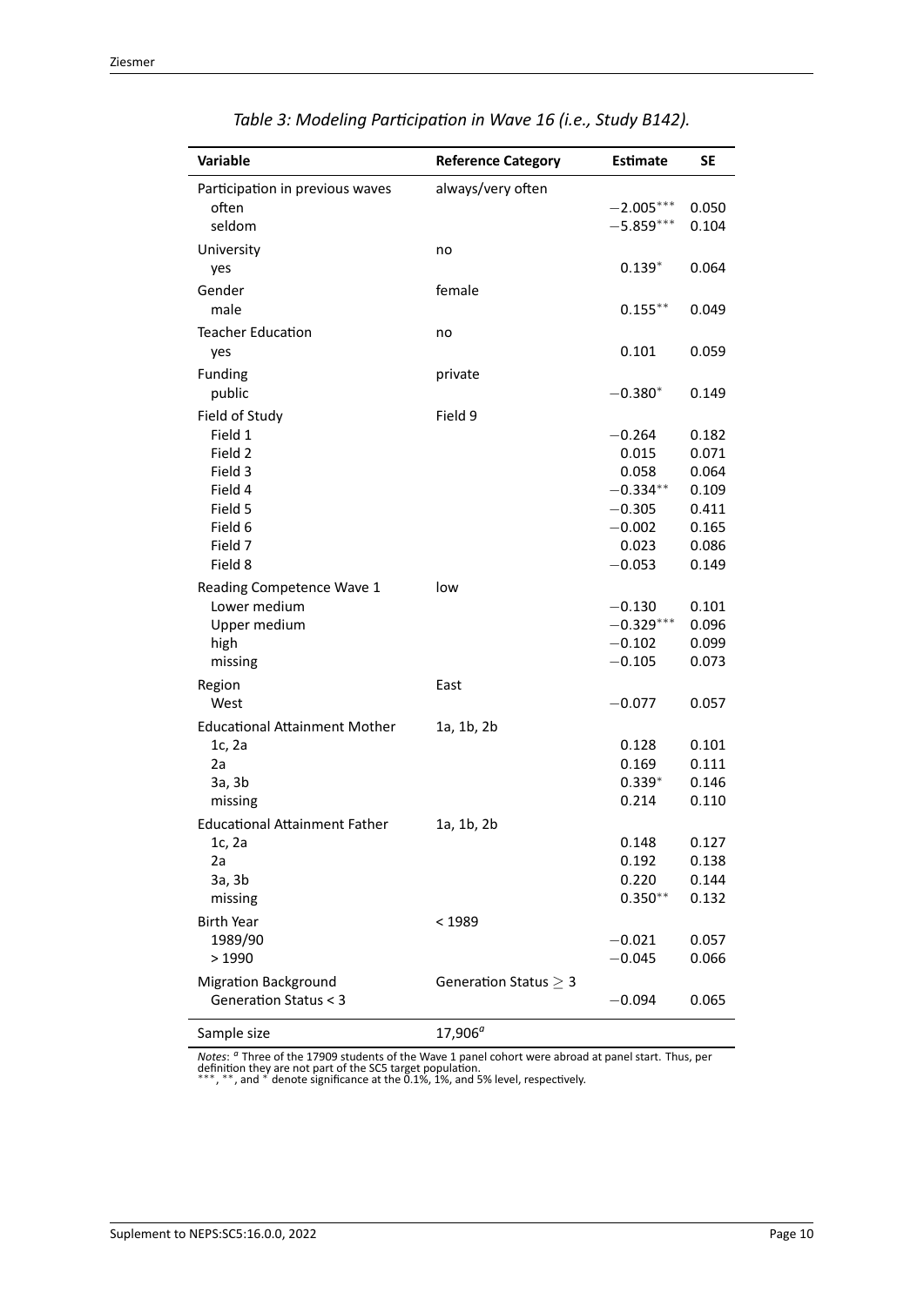*Table 3: Modeling Participation in Wave 16 (i.e., Study B142).*

| Variable | Reference Category | Estimate | SE |
|---|---|---|---|
| Participation in previous waves | always/very often | | |
| often | | $-2.005^{***}$ | 0.050 |
| seldom | | $-5.859^{***}$ | 0.104 |
| University | no | | |
| yes | | $0.139^{*}$ | 0.064 |
| Gender | female | | |
| male | | $0.155^{**}$ | 0.049 |
| Teacher Education | no | | |
| yes | | 0.101 | 0.059 |
| Funding | private | | |
| public | | $-0.380^{*}$ | 0.149 |
| Field of Study | Field 9 | | |
| Field 1 | | $-0.264$ | 0.182 |
| Field 2 | | 0.015 | 0.071 |
| Field 3 | | 0.058 | 0.064 |
| Field 4 | | $-0.334^{**}$ | 0.109 |
| Field 5 | | $-0.305$ | 0.411 |
| Field 6 | | $-0.002$ | 0.165 |
| Field 7 | | 0.023 | 0.086 |
| Field 8 | | $-0.053$ | 0.149 |
| Reading Competence Wave 1 | low | | |
| Lower medium | | $-0.130$ | 0.101 |
| Upper medium | | $-0.329^{***}$ | 0.096 |
| high | | $-0.102$ | 0.099 |
| missing | | $-0.105$ | 0.073 |
| Region | East | | |
| West | | $-0.077$ | 0.057 |
| Educational Attainment Mother | 1a, 1b, 2b | | |
| 1c, 2a | | 0.128 | 0.101 |
| 2a | | 0.169 | 0.111 |
| 3a, 3b | | $0.339^{*}$ | 0.146 |
| missing | | 0.214 | 0.110 |
| Educational Attainment Father | 1a, 1b, 2b | | |
| 1c, 2a | | 0.148 | 0.127 |
| 2a | | 0.192 | 0.138 |
| 3a, 3b | | 0.220 | 0.144 |
| missing | | $0.350^{**}$ | 0.132 |
| Birth Year | < 1989 | | |
| 1989/90 | | $-0.021$ | 0.057 |
| > 1990 | | $-0.045$ | 0.066 |
| Migration Background | Generation Status $\geq 3$ | | |
| Generation Status < 3 | | $-0.094$ | 0.065 |
| Sample size | 17,906[a] | | |

*Notes*: [a] Three of the 17909 students of the Wave 1 panel cohort were abroad at panel start. Thus, per definition they are not part of the SC5 target population.
$^{***}$, $^{**}$, and $^{*}$ denote significance at the 0.1%, 1%, and 5% level, respectively.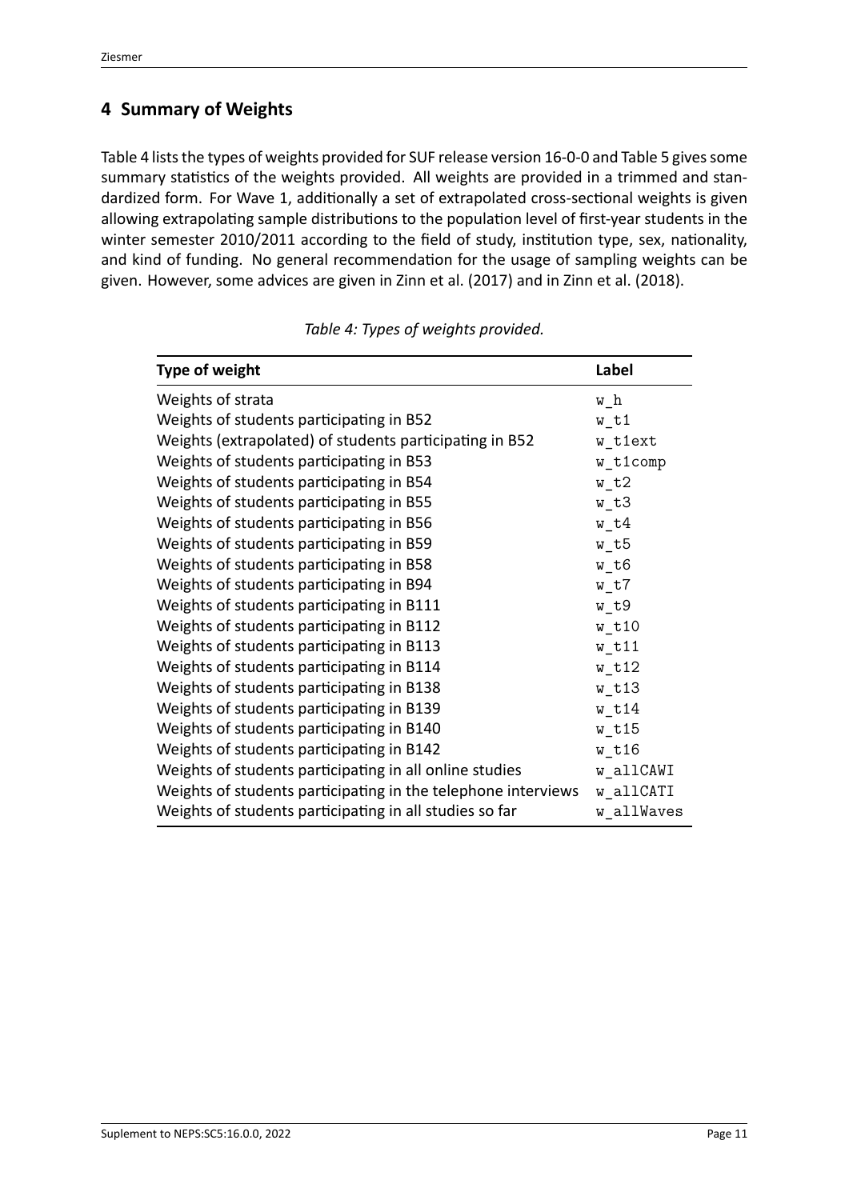## 4 Summary of Weights

Table 4 lists the types of weights provided for SUF release version 16-0-0 and Table 5 gives some summary statistics of the weights provided. All weights are provided in a trimmed and standardized form. For Wave 1, additionally a set of extrapolated cross-sectional weights is given allowing extrapolating sample distributions to the population level of first-year students in the winter semester 2010/2011 according to the field of study, institution type, sex, nationality, and kind of funding. No general recommendation for the usage of sampling weights can be given. However, some advices are given in Zinn et al. (2017) and in Zinn et al. (2018).

*Table 4: Types of weights provided.*

| Type of weight | Label |
|---|---|
| Weights of strata | w_h |
| Weights of students participating in B52 | w_t1 |
| Weights (extrapolated) of students participating in B52 | w_t1ext |
| Weights of students participating in B53 | w_t1comp |
| Weights of students participating in B54 | w_t2 |
| Weights of students participating in B55 | w_t3 |
| Weights of students participating in B56 | w_t4 |
| Weights of students participating in B59 | w_t5 |
| Weights of students participating in B58 | w_t6 |
| Weights of students participating in B94 | w_t7 |
| Weights of students participating in B111 | w_t9 |
| Weights of students participating in B112 | w_t10 |
| Weights of students participating in B113 | w_t11 |
| Weights of students participating in B114 | w_t12 |
| Weights of students participating in B138 | w_t13 |
| Weights of students participating in B139 | w_t14 |
| Weights of students participating in B140 | w_t15 |
| Weights of students participating in B142 | w_t16 |
| Weights of students participating in all online studies | w_allCAWI |
| Weights of students participating in the telephone interviews | w_allCATI |
| Weights of students participating in all studies so far | w_allWaves |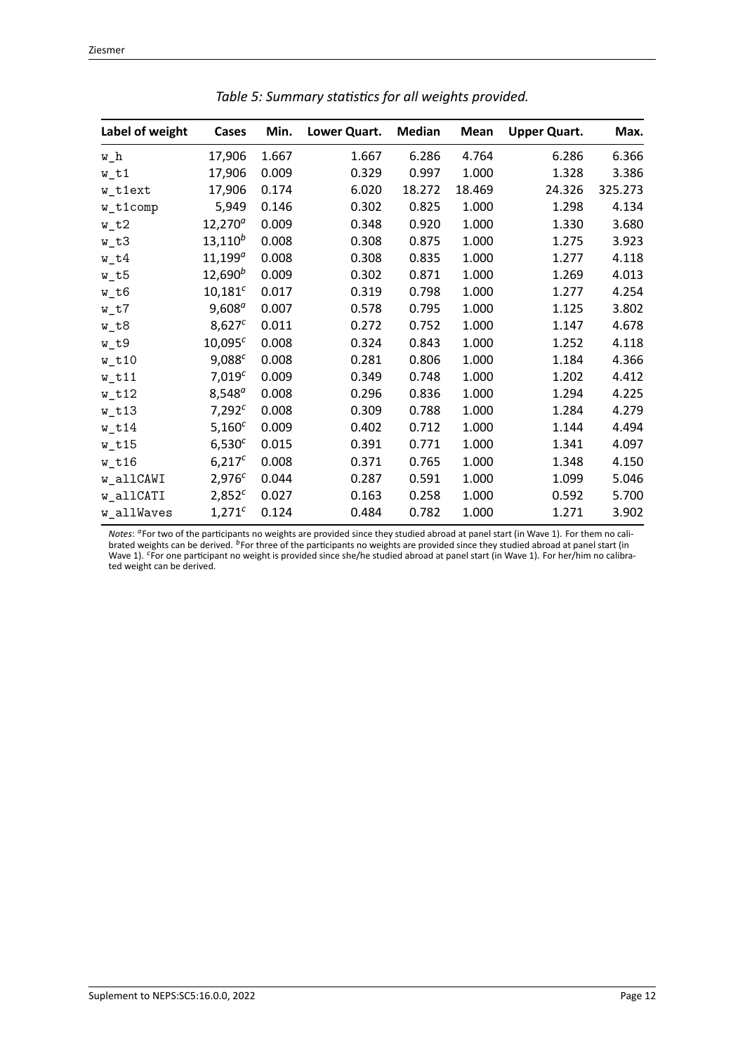*Table 5: Summary statistics for all weights provided.*

| Label of weight | Cases | Min. | Lower Quart. | Median | Mean | Upper Quart. | Max. |
|---|---|---|---|---|---|---|---|
| w_h | 17,906 | 1.667 | 1.667 | 6.286 | 4.764 | 6.286 | 6.366 |
| w_t1 | 17,906 | 0.009 | 0.329 | 0.997 | 1.000 | 1.328 | 3.386 |
| w_t1ext | 17,906 | 0.174 | 6.020 | 18.272 | 18.469 | 24.326 | 325.273 |
| w_t1comp | 5,949 | 0.146 | 0.302 | 0.825 | 1.000 | 1.298 | 4.134 |
| w_t2 | 12,270[a] | 0.009 | 0.348 | 0.920 | 1.000 | 1.330 | 3.680 |
| w_t3 | 13,110[b] | 0.008 | 0.308 | 0.875 | 1.000 | 1.275 | 3.923 |
| w_t4 | 11,199[a] | 0.008 | 0.308 | 0.835 | 1.000 | 1.277 | 4.118 |
| w_t5 | 12,690[b] | 0.009 | 0.302 | 0.871 | 1.000 | 1.269 | 4.013 |
| w_t6 | 10,181[c] | 0.017 | 0.319 | 0.798 | 1.000 | 1.277 | 4.254 |
| w_t7 | 9,608[a] | 0.007 | 0.578 | 0.795 | 1.000 | 1.125 | 3.802 |
| w_t8 | 8,627[c] | 0.011 | 0.272 | 0.752 | 1.000 | 1.147 | 4.678 |
| w_t9 | 10,095[c] | 0.008 | 0.324 | 0.843 | 1.000 | 1.252 | 4.118 |
| w_t10 | 9,088[c] | 0.008 | 0.281 | 0.806 | 1.000 | 1.184 | 4.366 |
| w_t11 | 7,019[c] | 0.009 | 0.349 | 0.748 | 1.000 | 1.202 | 4.412 |
| w_t12 | 8,548[a] | 0.008 | 0.296 | 0.836 | 1.000 | 1.294 | 4.225 |
| w_t13 | 7,292[c] | 0.008 | 0.309 | 0.788 | 1.000 | 1.284 | 4.279 |
| w_t14 | 5,160[c] | 0.009 | 0.402 | 0.712 | 1.000 | 1.144 | 4.494 |
| w_t15 | 6,530[c] | 0.015 | 0.391 | 0.771 | 1.000 | 1.341 | 4.097 |
| w_t16 | 6,217[c] | 0.008 | 0.371 | 0.765 | 1.000 | 1.348 | 4.150 |
| w_allCAWI | 2,976[c] | 0.044 | 0.287 | 0.591 | 1.000 | 1.099 | 5.046 |
| w_allCATI | 2,852[c] | 0.027 | 0.163 | 0.258 | 1.000 | 0.592 | 5.700 |
| w_allWaves | 1,271[c] | 0.124 | 0.484 | 0.782 | 1.000 | 1.271 | 3.902 |

*Notes*: [a]For two of the participants no weights are provided since they studied abroad at panel start (in Wave 1). For them no calibrated weights can be derived. [b]For three of the participants no weights are provided since they studied abroad at panel start (in Wave 1). [c]For one participant no weight is provided since she/he studied abroad at panel start (in Wave 1). For her/him no calibrated weight can be derived.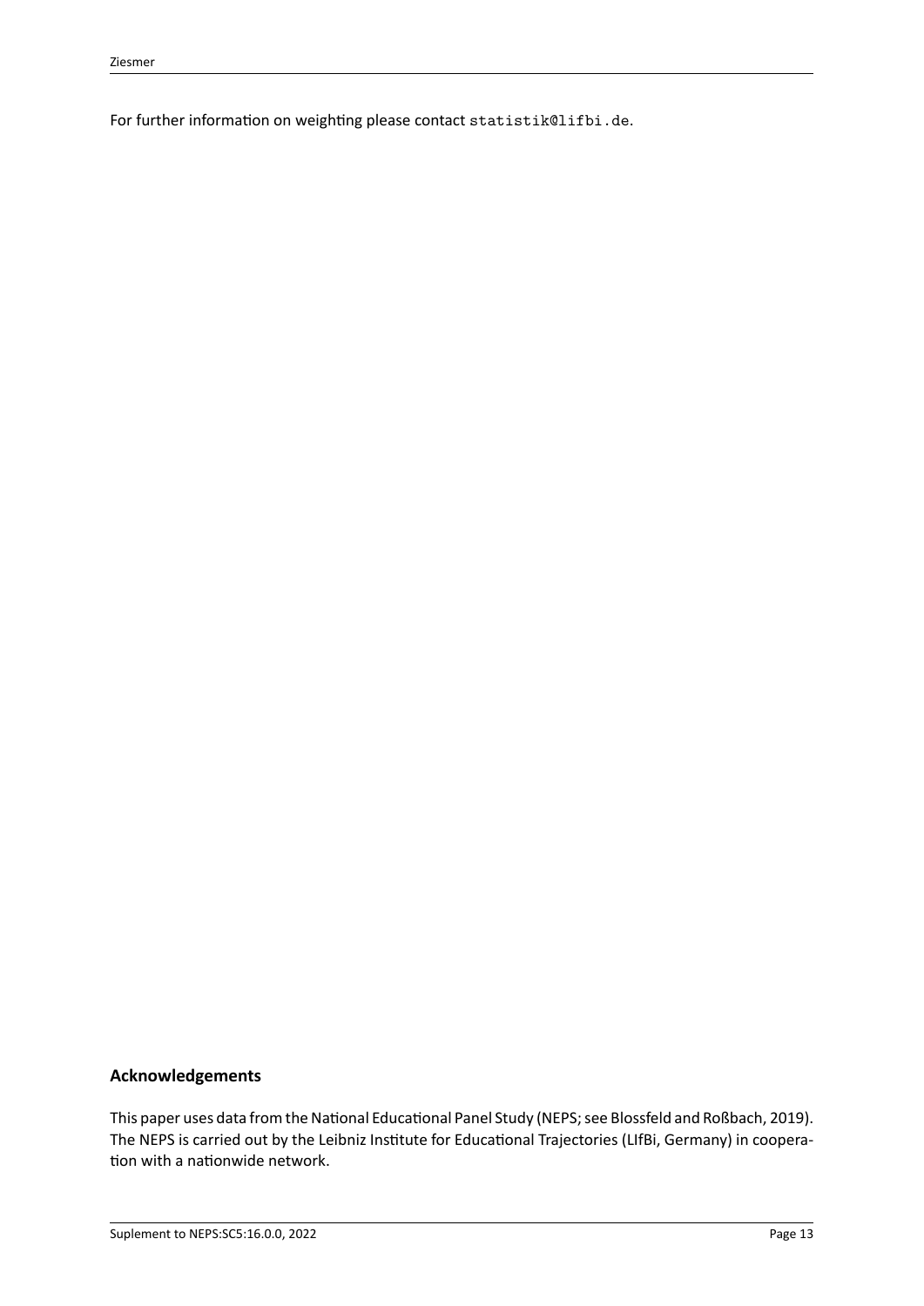For further information on weighting please contact `statistik@lifbi.de`.

## Acknowledgements

This paper uses data from the National Educational Panel Study (NEPS; see Blossfeld and Roßbach, 2019). The NEPS is carried out by the Leibniz Institute for Educational Trajectories (LIfBi, Germany) in cooperation with a nationwide network.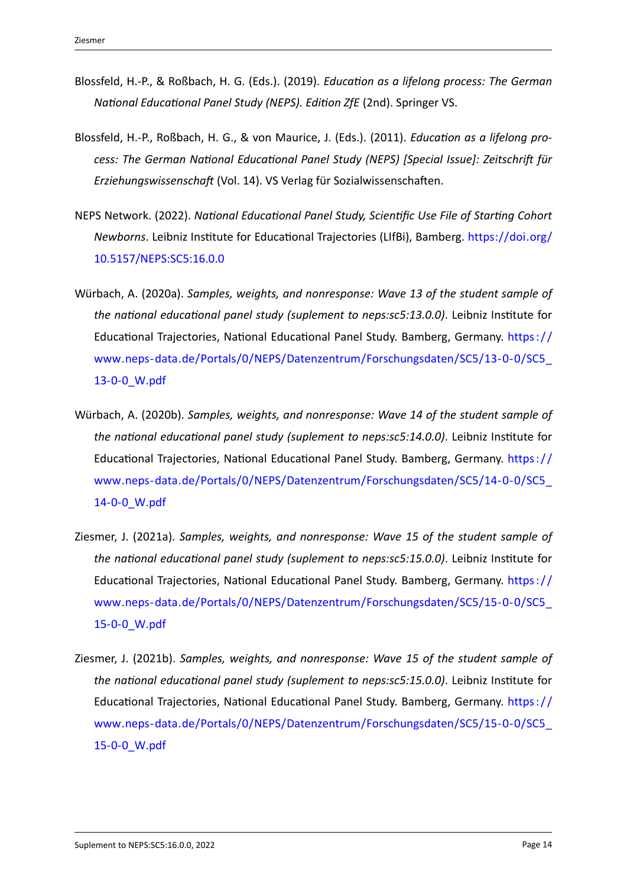Blossfeld, H.-P., & Roßbach, H. G. (Eds.). (2019). *Education as a lifelong process: The German National Educational Panel Study (NEPS). Edition ZfE* (2nd). Springer VS.

Blossfeld, H.-P., Roßbach, H. G., & von Maurice, J. (Eds.). (2011). *Education as a lifelong process: The German National Educational Panel Study (NEPS) [Special Issue]: Zeitschrift für Erziehungswissenschaft* (Vol. 14). VS Verlag für Sozialwissenschaften.

NEPS Network. (2022). *National Educational Panel Study, Scientific Use File of Starting Cohort Newborns*. Leibniz Institute for Educational Trajectories (LIfBi), Bamberg. https://doi.org/10.5157/NEPS:SC5:16.0.0

Würbach, A. (2020a). *Samples, weights, and nonresponse: Wave 13 of the student sample of the national educational panel study (suplement to neps:sc5:13.0.0)*. Leibniz Institute for Educational Trajectories, National Educational Panel Study. Bamberg, Germany. https://www.neps-data.de/Portals/0/NEPS/Datenzentrum/Forschungsdaten/SC5/13-0-0/SC5_13-0-0_W.pdf

Würbach, A. (2020b). *Samples, weights, and nonresponse: Wave 14 of the student sample of the national educational panel study (suplement to neps:sc5:14.0.0)*. Leibniz Institute for Educational Trajectories, National Educational Panel Study. Bamberg, Germany. https://www.neps-data.de/Portals/0/NEPS/Datenzentrum/Forschungsdaten/SC5/14-0-0/SC5_14-0-0_W.pdf

Ziesmer, J. (2021a). *Samples, weights, and nonresponse: Wave 15 of the student sample of the national educational panel study (suplement to neps:sc5:15.0.0)*. Leibniz Institute for Educational Trajectories, National Educational Panel Study. Bamberg, Germany. https://www.neps-data.de/Portals/0/NEPS/Datenzentrum/Forschungsdaten/SC5/15-0-0/SC5_15-0-0_W.pdf

Ziesmer, J. (2021b). *Samples, weights, and nonresponse: Wave 15 of the student sample of the national educational panel study (suplement to neps:sc5:15.0.0)*. Leibniz Institute for Educational Trajectories, National Educational Panel Study. Bamberg, Germany. https://www.neps-data.de/Portals/0/NEPS/Datenzentrum/Forschungsdaten/SC5/15-0-0/SC5_15-0-0_W.pdf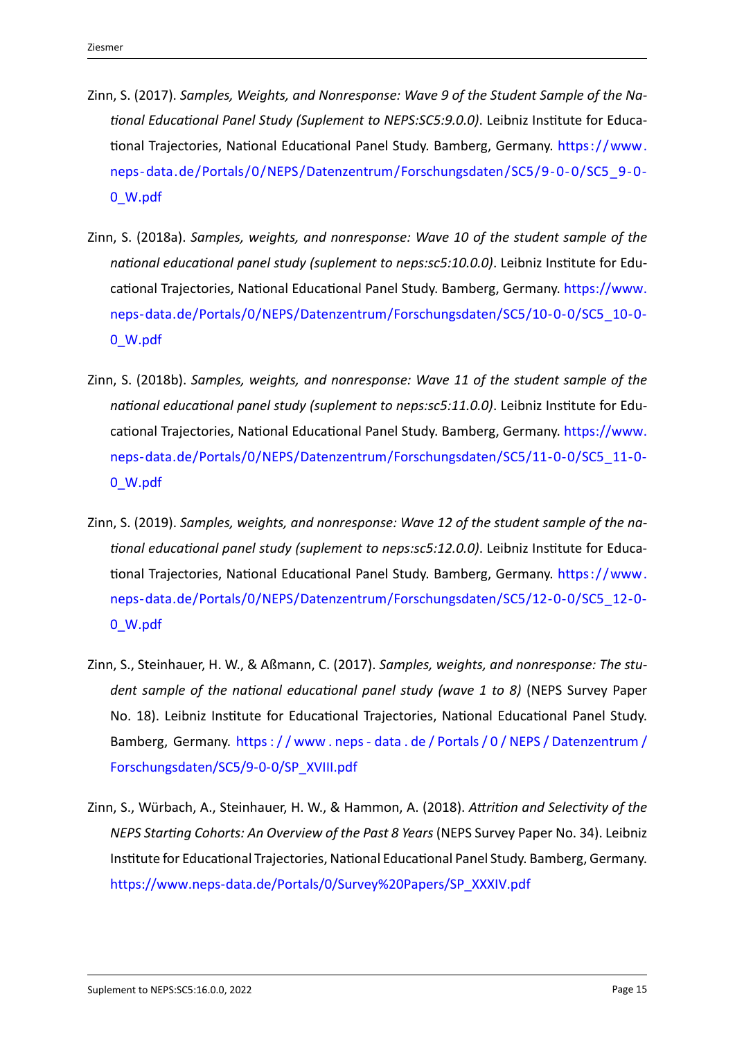Zinn, S. (2017). *Samples, Weights, and Nonresponse: Wave 9 of the Student Sample of the National Educational Panel Study (Suplement to NEPS:SC5:9.0.0)*. Leibniz Institute for Educational Trajectories, National Educational Panel Study. Bamberg, Germany. https://www.neps-data.de/Portals/0/NEPS/Datenzentrum/Forschungsdaten/SC5/9-0-0/SC5_9-0-0_W.pdf

Zinn, S. (2018a). *Samples, weights, and nonresponse: Wave 10 of the student sample of the national educational panel study (suplement to neps:sc5:10.0.0)*. Leibniz Institute for Educational Trajectories, National Educational Panel Study. Bamberg, Germany. https://www.neps-data.de/Portals/0/NEPS/Datenzentrum/Forschungsdaten/SC5/10-0-0/SC5_10-0-0_W.pdf

Zinn, S. (2018b). *Samples, weights, and nonresponse: Wave 11 of the student sample of the national educational panel study (suplement to neps:sc5:11.0.0)*. Leibniz Institute for Educational Trajectories, National Educational Panel Study. Bamberg, Germany. https://www.neps-data.de/Portals/0/NEPS/Datenzentrum/Forschungsdaten/SC5/11-0-0/SC5_11-0-0_W.pdf

Zinn, S. (2019). *Samples, weights, and nonresponse: Wave 12 of the student sample of the national educational panel study (suplement to neps:sc5:12.0.0)*. Leibniz Institute for Educational Trajectories, National Educational Panel Study. Bamberg, Germany. https://www.neps-data.de/Portals/0/NEPS/Datenzentrum/Forschungsdaten/SC5/12-0-0/SC5_12-0-0_W.pdf

Zinn, S., Steinhauer, H. W., & Aßmann, C. (2017). *Samples, weights, and nonresponse: The student sample of the national educational panel study (wave 1 to 8)* (NEPS Survey Paper No. 18). Leibniz Institute for Educational Trajectories, National Educational Panel Study. Bamberg, Germany. https://www.neps-data.de/Portals/0/NEPS/Datenzentrum/Forschungsdaten/SC5/9-0-0/SP_XVIII.pdf

Zinn, S., Würbach, A., Steinhauer, H. W., & Hammon, A. (2018). *Attrition and Selectivity of the NEPS Starting Cohorts: An Overview of the Past 8 Years* (NEPS Survey Paper No. 34). Leibniz Institute for Educational Trajectories, National Educational Panel Study. Bamberg, Germany. https://www.neps-data.de/Portals/0/Survey%20Papers/SP_XXXIV.pdf